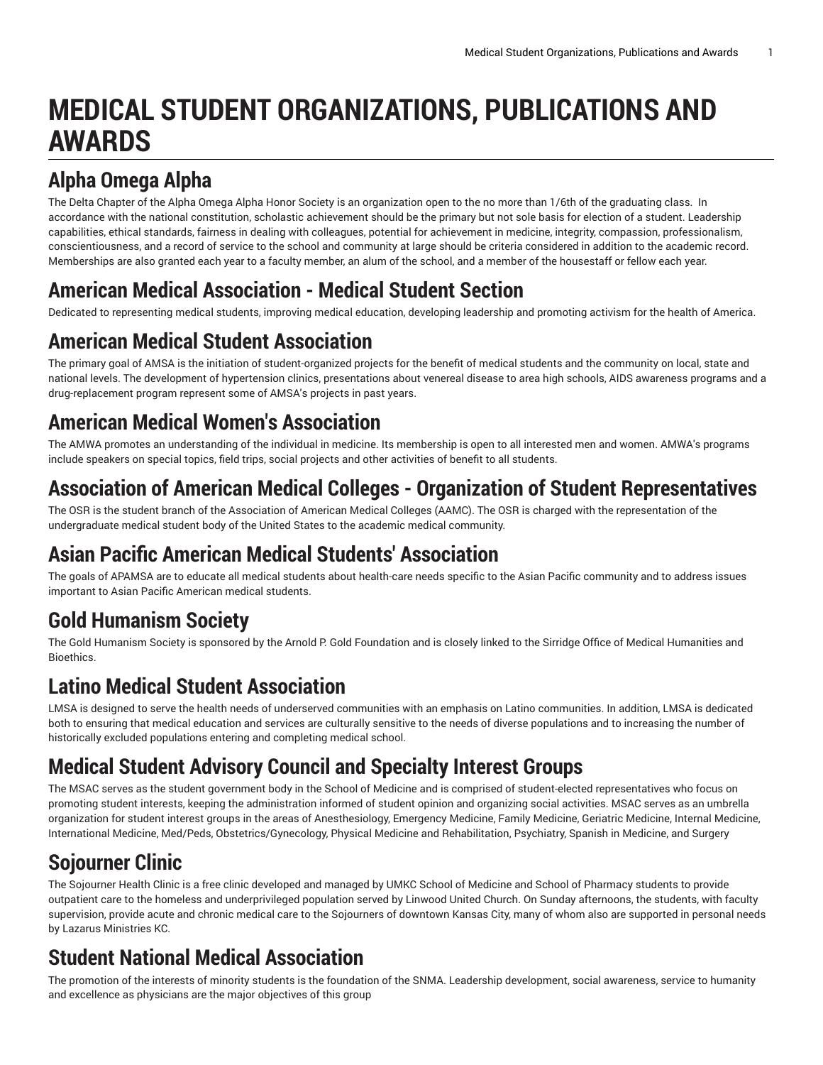# MEDICAL STUDENT ORGANIZATIONS, PUBLICATIONS AND AWARDS

## Alpha Omega Alpha

The Delta Chapter of the Alpha Omega Alpha Honor Society is an organization open to the no more than 1/6th of the graduating class.  In accordance with the national constitution, scholastic achievement should be the primary but not sole basis for election of a student. Leadership capabilities, ethical standards, fairness in dealing with colleagues, potential for achievement in medicine, integrity, compassion, professionalism, conscientiousness, and a record of service to the school and community at large should be criteria considered in addition to the academic record. Memberships are also granted each year to a faculty member, an alum of the school, and a member of the housestaff or fellow each year.

## American Medical Association - Medical Student Section

Dedicated to representing medical students, improving medical education, developing leadership and promoting activism for the health of America.

## American Medical Student Association

The primary goal of AMSA is the initiation of student-organized projects for the benefit of medical students and the community on local, state and national levels. The development of hypertension clinics, presentations about venereal disease to area high schools, AIDS awareness programs and a drug-replacement program represent some of AMSA's projects in past years.

## American Medical Women's Association

The AMWA promotes an understanding of the individual in medicine. Its membership is open to all interested men and women. AMWA's programs include speakers on special topics, field trips, social projects and other activities of benefit to all students.

## Association of American Medical Colleges - Organization of Student Representatives

The OSR is the student branch of the Association of American Medical Colleges (AAMC). The OSR is charged with the representation of the undergraduate medical student body of the United States to the academic medical community.

## Asian Pacific American Medical Students' Association

The goals of APAMSA are to educate all medical students about health-care needs specific to the Asian Pacific community and to address issues important to Asian Pacific American medical students.

## Gold Humanism Society

The Gold Humanism Society is sponsored by the Arnold P. Gold Foundation and is closely linked to the Sirridge Office of Medical Humanities and Bioethics.

## Latino Medical Student Association

LMSA is designed to serve the health needs of underserved communities with an emphasis on Latino communities. In addition, LMSA is dedicated both to ensuring that medical education and services are culturally sensitive to the needs of diverse populations and to increasing the number of historically excluded populations entering and completing medical school.

## Medical Student Advisory Council and Specialty Interest Groups

The MSAC serves as the student government body in the School of Medicine and is comprised of student-elected representatives who focus on promoting student interests, keeping the administration informed of student opinion and organizing social activities. MSAC serves as an umbrella organization for student interest groups in the areas of Anesthesiology, Emergency Medicine, Family Medicine, Geriatric Medicine, Internal Medicine, International Medicine, Med/Peds, Obstetrics/Gynecology, Physical Medicine and Rehabilitation, Psychiatry, Spanish in Medicine, and Surgery

## Sojourner Clinic

The Sojourner Health Clinic is a free clinic developed and managed by UMKC School of Medicine and School of Pharmacy students to provide outpatient care to the homeless and underprivileged population served by Linwood United Church. On Sunday afternoons, the students, with faculty supervision, provide acute and chronic medical care to the Sojourners of downtown Kansas City, many of whom also are supported in personal needs by Lazarus Ministries KC.

## Student National Medical Association

The promotion of the interests of minority students is the foundation of the SNMA. Leadership development, social awareness, service to humanity and excellence as physicians are the major objectives of this group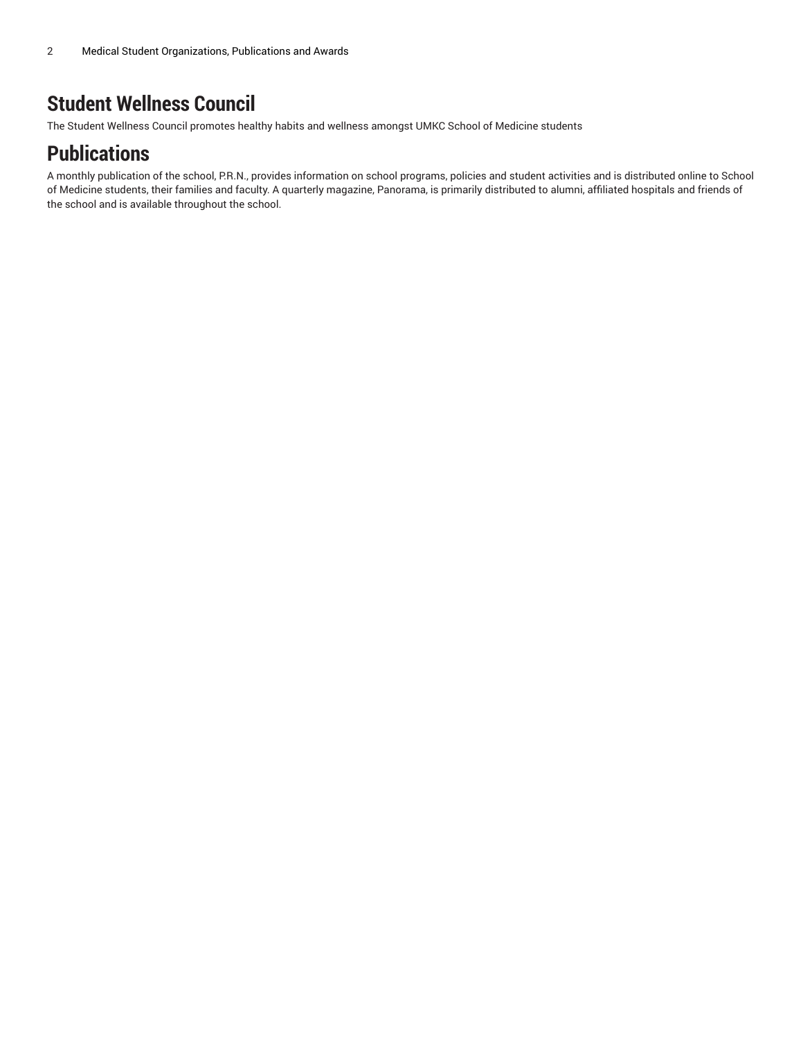## Student Wellness Council

The Student Wellness Council promotes healthy habits and wellness amongst UMKC School of Medicine students

## Publications

A monthly publication of the school, P.R.N., provides information on school programs, policies and student activities and is distributed online to School of Medicine students, their families and faculty. A quarterly magazine, Panorama, is primarily distributed to alumni, affiliated hospitals and friends of the school and is available throughout the school.